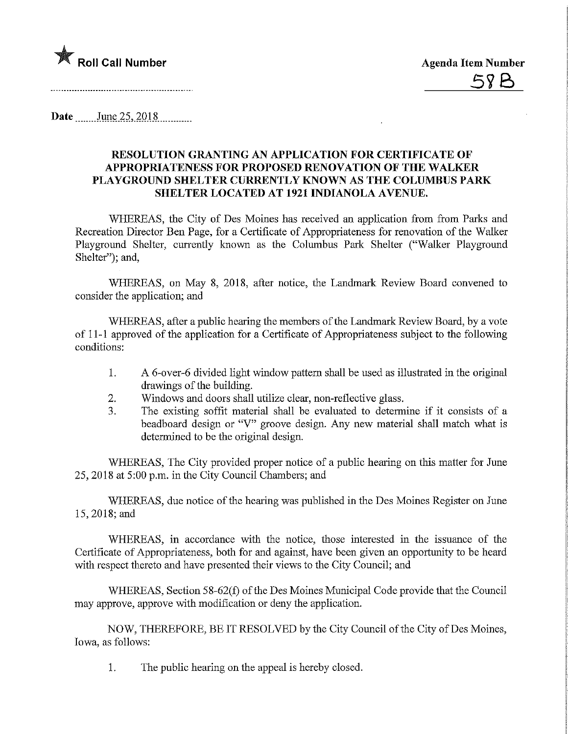★ **Roll Call Number**

**Agenda Item Number**

58 B

Date June 25, 2018

**RESOLUTION GRANTING AN APPLICATION FOR CERTIFICATE OF APPROPRIATENESS FOR PROPOSED RENOVATION OF THE WALKER PLAYGROUND SHELTER CURRENTLY KNOWN AS THE COLUMBUS PARK SHELTER LOCATED AT 1921 INDIANOLA AVENUE.**

WHEREAS, the City of Des Moines has received an application from from Parks and Recreation Director Ben Page, for a Certificate of Appropriateness for renovation of the Walker Playground Shelter, currently known as the Columbus Park Shelter ("Walker Playground Shelter"); and,

WHEREAS, on May 8, 2018, after notice, the Landmark Review Board convened to consider the application; and

WHEREAS, after a public hearing the members of the Landmark Review Board, by a vote of 11-1 approved of the application for a Certificate of Appropriateness subject to the following conditions:

1. A 6-over-6 divided light window pattern shall be used as illustrated in the original drawings of the building.
2. Windows and doors shall utilize clear, non-reflective glass.
3. The existing soffit material shall be evaluated to determine if it consists of a beadboard design or "V" groove design. Any new material shall match what is determined to be the original design.

WHEREAS, The City provided proper notice of a public hearing on this matter for June 25, 2018 at 5:00 p.m. in the City Council Chambers; and

WHEREAS, due notice of the hearing was published in the Des Moines Register on June 15, 2018; and

WHEREAS, in accordance with the notice, those interested in the issuance of the Certificate of Appropriateness, both for and against, have been given an opportunity to be heard with respect thereto and have presented their views to the City Council; and

WHEREAS, Section 58-62(f) of the Des Moines Municipal Code provide that the Council may approve, approve with modification or deny the application.

NOW, THEREFORE, BE IT RESOLVED by the City Council of the City of Des Moines, Iowa, as follows:

1. The public hearing on the appeal is hereby closed.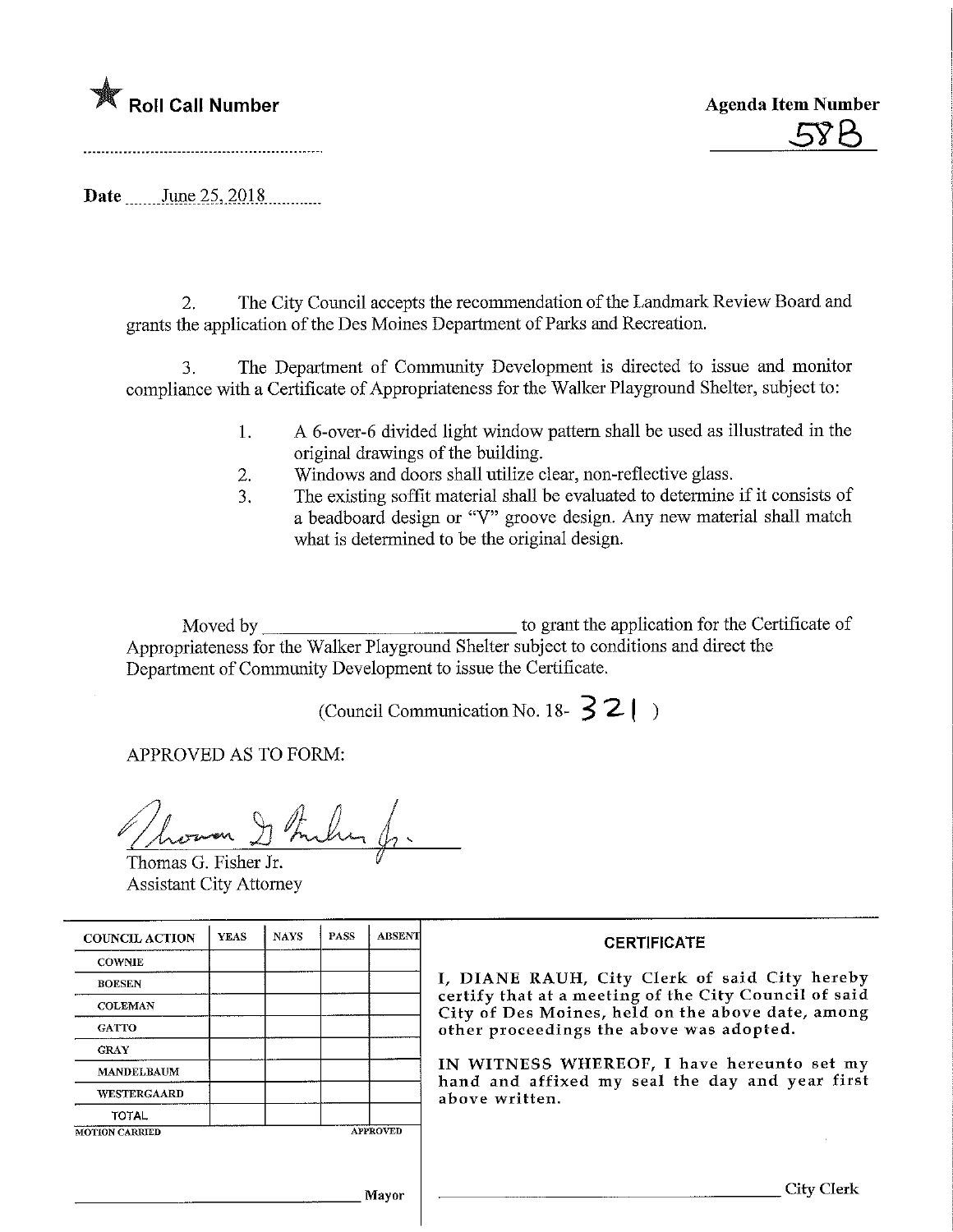★ **Roll Call Number**

**Agenda Item Number**

58B

**Date** June 25, 2018

2. The City Council accepts the recommendation of the Landmark Review Board and grants the application of the Des Moines Department of Parks and Recreation.

3. The Department of Community Development is directed to issue and monitor compliance with a Certificate of Appropriateness for the Walker Playground Shelter, subject to:

1. A 6-over-6 divided light window pattern shall be used as illustrated in the original drawings of the building.
2. Windows and doors shall utilize clear, non-reflective glass.
3. The existing soffit material shall be evaluated to determine if it consists of a beadboard design or "V" groove design. Any new material shall match what is determined to be the original design.

Moved by ______________________ to grant the application for the Certificate of Appropriateness for the Walker Playground Shelter subject to conditions and direct the Department of Community Development to issue the Certificate.

(Council Communication No. 18- 321 )

APPROVED AS TO FORM:

Thomas G. Fisher Jr.
Assistant City Attorney

| COUNCIL ACTION | YEAS | NAYS | PASS | ABSENT |
|---|---|---|---|---|
| COWNIE | | | | |
| BOESEN | | | | |
| COLEMAN | | | | |
| GATTO | | | | |
| GRAY | | | | |
| MANDELBAUM | | | | |
| WESTERGAARD | | | | |
| TOTAL | | | | |

MOTION CARRIED APPROVED

______________________ Mayor

**CERTIFICATE**

I, DIANE RAUH, City Clerk of said City hereby certify that at a meeting of the City Council of said City of Des Moines, held on the above date, among other proceedings the above was adopted.

IN WITNESS WHEREOF, I have hereunto set my hand and affixed my seal the day and year first above written.

______________________ City Clerk